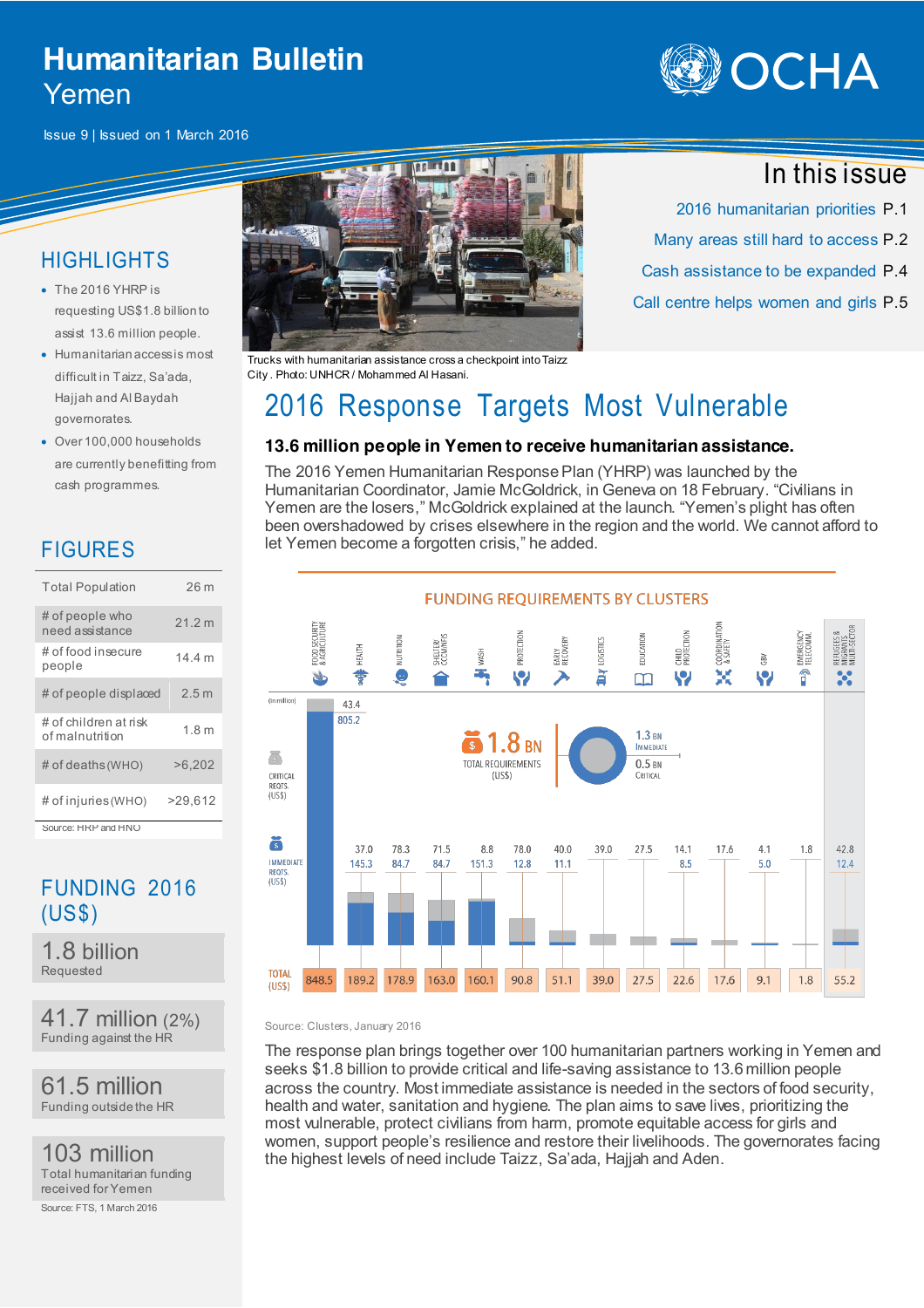# Humanitarian Bulletin
## Yemen

Issue 9 | Issued on 1 March 2016

OCHA

## In this issue

2016 humanitarian priorities P.1

Many areas still hard to access P.2

Cash assistance to be expanded P.4

Call centre helps women and girls P.5

## HIGHLIGHTS

- The 2016 YHRP is requesting US$1.8 billion to assist 13.6 million people.
- Humanitarian access is most difficult in Taizz, Sa'ada, Hajjah and Al Baydah governorates.
- Over 100,000 households are currently benefitting from cash programmes.

## FIGURES

| | |
|---|---|
| Total Population | 26 m |
| # of people who need assistance | 21.2 m |
| # of food insecure people | 14.4 m |
| # of people displaced | 2.5 m |
| # of children at risk of malnutrition | 1.8 m |
| # of deaths (WHO) | >6,202 |
| # of injuries (WHO) | >29,612 |

Source: HRP and HNO

## FUNDING 2016 (US$)

**1.8 billion**
Requested

**41.7 million (2%)**
Funding against the HR

**61.5 million**
Funding outside the HR

**103 million**
Total humanitarian funding received for Yemen

Source: FTS, 1 March 2016

Trucks with humanitarian assistance cross a checkpoint into Taizz City. Photo: UNHCR / Mohammed Al Hasani.

# 2016 Response Targets Most Vulnerable

**13.6 million people in Yemen to receive humanitarian assistance.**

The 2016 Yemen Humanitarian Response Plan (YHRP) was launched by the Humanitarian Coordinator, Jamie McGoldrick, in Geneva on 18 February. "Civilians in Yemen are the losers," McGoldrick explained at the launch. "Yemen's plight has often been overshadowed by crises elsewhere in the region and the world. We cannot afford to let Yemen become a forgotten crisis," he added.

FUNDING REQUIREMENTS BY CLUSTERS

(in million)

Food Security & Agriculture, Health, Nutrition, Shelter/CCCM/NFIs, WASH, Protection, Early Recovery, Logistics, Education, Child Protection, Coordination & Safety, GBV, Emergency Telecomm., Refugees & Migrants Multi-Sector

CRITICAL REQTS. (US$): 43.4, 37.0, 78.3, 71.5, 8.8, 78.0, 40.0, 39.0, 27.5, 14.1, 17.6, 4.1, 1.8, 42.8

IMMEDIATE REQTS. (US$): 805.2, 145.3, 84.7, 84.7, 151.3, 12.8, 11.1, 8.5, 5.0, 12.4

TOTAL (US$): 848.5, 189.2, 178.9, 163.0, 160.1, 90.8, 51.1, 39.0, 27.5, 22.6, 17.6, 9.1, 1.8, 55.2

1.8 BN TOTAL REQUIREMENTS (US$)

1.3 BN Immediate

0.5 BN Critical

Source: Clusters, January 2016

The response plan brings together over 100 humanitarian partners working in Yemen and seeks $1.8 billion to provide critical and life-saving assistance to 13.6 million people across the country. Most immediate assistance is needed in the sectors of food security, health and water, sanitation and hygiene. The plan aims to save lives, prioritizing the most vulnerable, protect civilians from harm, promote equitable access for girls and women, support people's resilience and restore their livelihoods. The governorates facing the highest levels of need include Taizz, Sa'ada, Hajjah and Aden.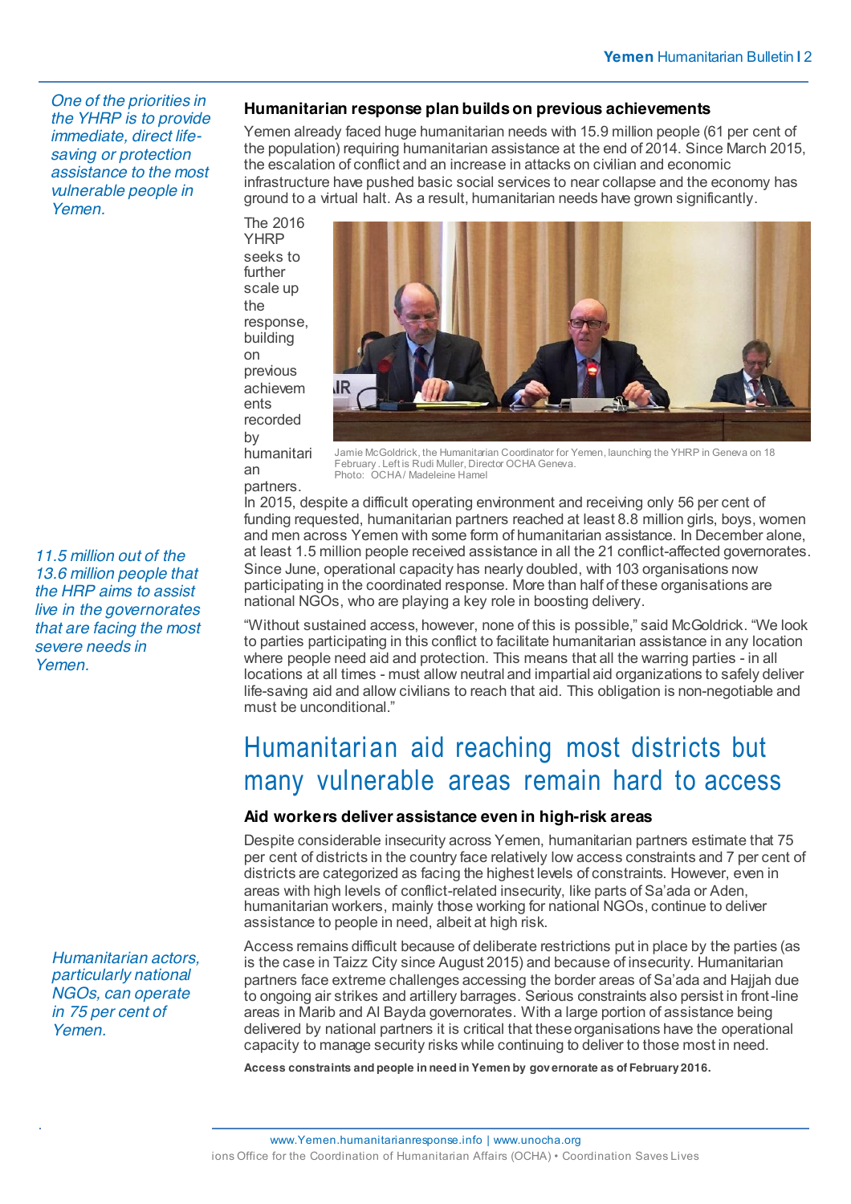*One of the priorities in the YHRP is to provide immediate, direct life-saving or protection assistance to the most vulnerable people in Yemen.*

### Humanitarian response plan builds on previous achievements

Yemen already faced huge humanitarian needs with 15.9 million people (61 per cent of the population) requiring humanitarian assistance at the end of 2014. Since March 2015, the escalation of conflict and an increase in attacks on civilian and economic infrastructure have pushed basic social services to near collapse and the economy has ground to a virtual halt. As a result, humanitarian needs have grown significantly.

The 2016 YHRP seeks to further scale up the response, building on previous achievements recorded by humanitarian partners.

Jamie McGoldrick, the Humanitarian Coordinator for Yemen, launching the YHRP in Geneva on 18 February. Left is Rudi Muller, Director OCHA Geneva.
Photo: OCHA / Madeleine Hamel

In 2015, despite a difficult operating environment and receiving only 56 per cent of funding requested, humanitarian partners reached at least 8.8 million girls, boys, women and men across Yemen with some form of humanitarian assistance. In December alone, at least 1.5 million people received assistance in all the 21 conflict-affected governorates. Since June, operational capacity has nearly doubled, with 103 organisations now participating in the coordinated response. More than half of these organisations are national NGOs, who are playing a key role in boosting delivery.

*11.5 million out of the 13.6 million people that the HRP aims to assist live in the governorates that are facing the most severe needs in Yemen.*

"Without sustained access, however, none of this is possible," said McGoldrick. "We look to parties participating in this conflict to facilitate humanitarian assistance in any location where people need aid and protection. This means that all the warring parties - in all locations at all times - must allow neutral and impartial aid organizations to safely deliver life-saving aid and allow civilians to reach that aid. This obligation is non-negotiable and must be unconditional."

## Humanitarian aid reaching most districts but many vulnerable areas remain hard to access

### Aid workers deliver assistance even in high-risk areas

Despite considerable insecurity across Yemen, humanitarian partners estimate that 75 per cent of districts in the country face relatively low access constraints and 7 per cent of districts are categorized as facing the highest levels of constraints. However, even in areas with high levels of conflict-related insecurity, like parts of Sa'ada or Aden, humanitarian workers, mainly those working for national NGOs, continue to deliver assistance to people in need, albeit at high risk.

*Humanitarian actors, particularly national NGOs, can operate in 75 per cent of Yemen.*

Access remains difficult because of deliberate restrictions put in place by the parties (as is the case in Taizz City since August 2015) and because of insecurity. Humanitarian partners face extreme challenges accessing the border areas of Sa'ada and Hajjah due to ongoing air strikes and artillery barrages. Serious constraints also persist in front-line areas in Marib and Al Bayda governorates. With a large portion of assistance being delivered by national partners it is critical that these organisations have the operational capacity to manage security risks while continuing to deliver to those most in need.

**Access constraints and people in need in Yemen by governorate as of February 2016.**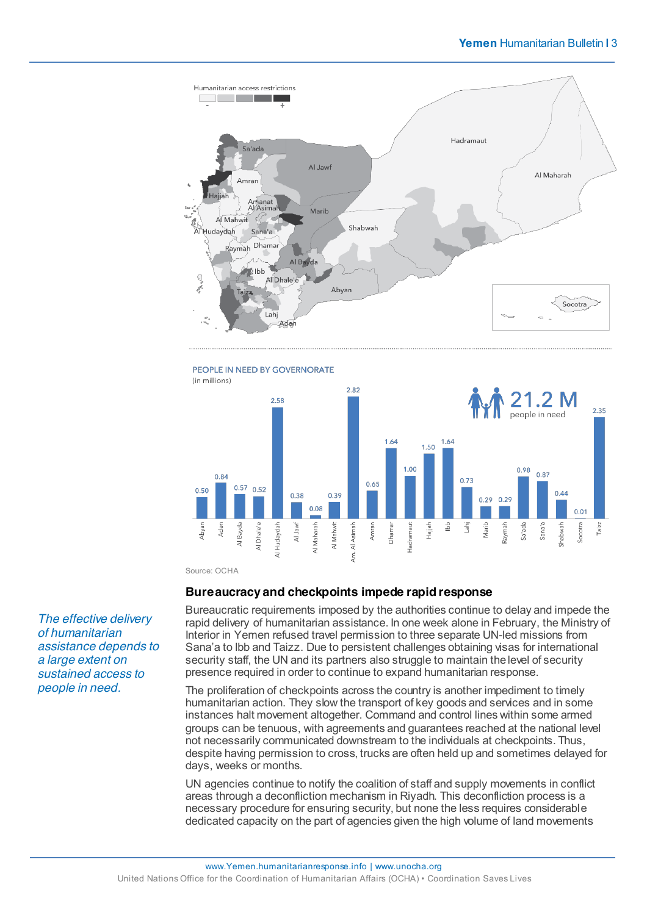Humanitarian access restrictions

\-   +

Sa'ada  
Al Jawf  
Amran  
Hajjah  
Amanat Al Asimah  
Marib  
Al Mahwit  
Al Hudaydah  
Sana'a  
Shabwah  
Hadramaut  
Al Maharah  
Raymah  
Dhamar  
Al Bayda  
Ibb  
Al Dhale'e  
Taizz  
Abyan  
Lahj  
Aden  
Socotra

PEOPLE IN NEED BY GOVERNORATE  
(in millions)

21.2 M  
people in need

Abyan 0.50  
Aden 0.84  
Al Bayda 0.57  
Al Dhale'e 0.52  
Al Hudaydah 2.58  
Al Jawf 0.38  
Al Maharah 0.08  
Al Mahwit 0.39  
Am. Al Asimah 2.82  
Amran 0.65  
Dhamar 1.64  
Hadramaut 1.00  
Hajjah 1.50  
Ibb 1.64  
Lahj 0.73  
Marib 0.29  
Raymah 0.29  
Sa'ada 0.98  
Sana'a 0.87  
Shabwah 0.44  
Socotra 0.01  
Taizz 2.35

Source: OCHA

## Bureaucracy and checkpoints impede rapid response

*The effective delivery of humanitarian assistance depends to a large extent on sustained access to people in need.*

Bureaucratic requirements imposed by the authorities continue to delay and impede the rapid delivery of humanitarian assistance. In one week alone in February, the Ministry of Interior in Yemen refused travel permission to three separate UN-led missions from Sana'a to Ibb and Taizz. Due to persistent challenges obtaining visas for international security staff, the UN and its partners also struggle to maintain the level of security presence required in order to continue to expand humanitarian response.

The proliferation of checkpoints across the country is another impediment to timely humanitarian action. They slow the transport of key goods and services and in some instances halt movement altogether. Command and control lines within some armed groups can be tenuous, with agreements and guarantees reached at the national level not necessarily communicated downstream to the individuals at checkpoints. Thus, despite having permission to cross, trucks are often held up and sometimes delayed for days, weeks or months.

UN agencies continue to notify the coalition of staff and supply movements in conflict areas through a deconfliction mechanism in Riyadh. This deconfliction process is a necessary procedure for ensuring security, but none the less requires considerable dedicated capacity on the part of agencies given the high volume of land movements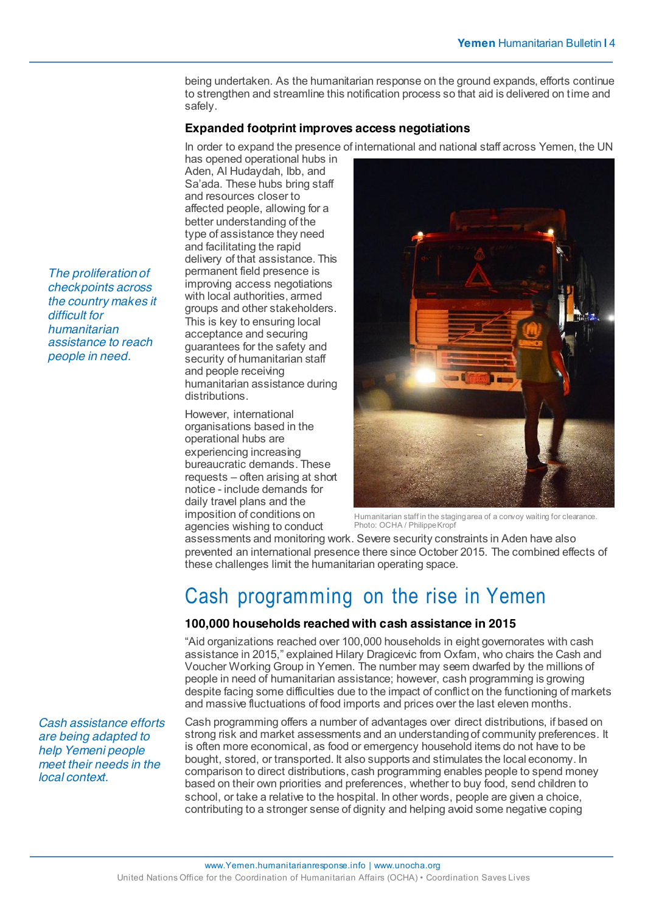being undertaken. As the humanitarian response on the ground expands, efforts continue to strengthen and streamline this notification process so that aid is delivered on time and safely.

### Expanded footprint improves access negotiations

*The proliferation of checkpoints across the country makes it difficult for humanitarian assistance to reach people in need.*

In order to expand the presence of international and national staff across Yemen, the UN has opened operational hubs in Aden, Al Hudaydah, Ibb, and Sa'ada. These hubs bring staff and resources closer to affected people, allowing for a better understanding of the type of assistance they need and facilitating the rapid delivery of that assistance. This permanent field presence is improving access negotiations with local authorities, armed groups and other stakeholders. This is key to ensuring local acceptance and securing guarantees for the safety and security of humanitarian staff and people receiving humanitarian assistance during distributions.

However, international organisations based in the operational hubs are experiencing increasing bureaucratic demands. These requests – often arising at short notice - include demands for daily travel plans and the imposition of conditions on agencies wishing to conduct assessments and monitoring work. Severe security constraints in Aden have also prevented an international presence there since October 2015. The combined effects of these challenges limit the humanitarian operating space.

Humanitarian staff in the staging area of a convoy waiting for clearance. Photo: OCHA / Philippe Kropf

# Cash programming on the rise in Yemen

### 100,000 households reached with cash assistance in 2015

"Aid organizations reached over 100,000 households in eight governorates with cash assistance in 2015," explained Hilary Dragicevic from Oxfam, who chairs the Cash and Voucher Working Group in Yemen. The number may seem dwarfed by the millions of people in need of humanitarian assistance; however, cash programming is growing despite facing some difficulties due to the impact of conflict on the functioning of markets and massive fluctuations of food imports and prices over the last eleven months.

*Cash assistance efforts are being adapted to help Yemeni people meet their needs in the local context.*

Cash programming offers a number of advantages over direct distributions, if based on strong risk and market assessments and an understanding of community preferences. It is often more economical, as food or emergency household items do not have to be bought, stored, or transported. It also supports and stimulates the local economy. In comparison to direct distributions, cash programming enables people to spend money based on their own priorities and preferences, whether to buy food, send children to school, or take a relative to the hospital. In other words, people are given a choice, contributing to a stronger sense of dignity and helping avoid some negative coping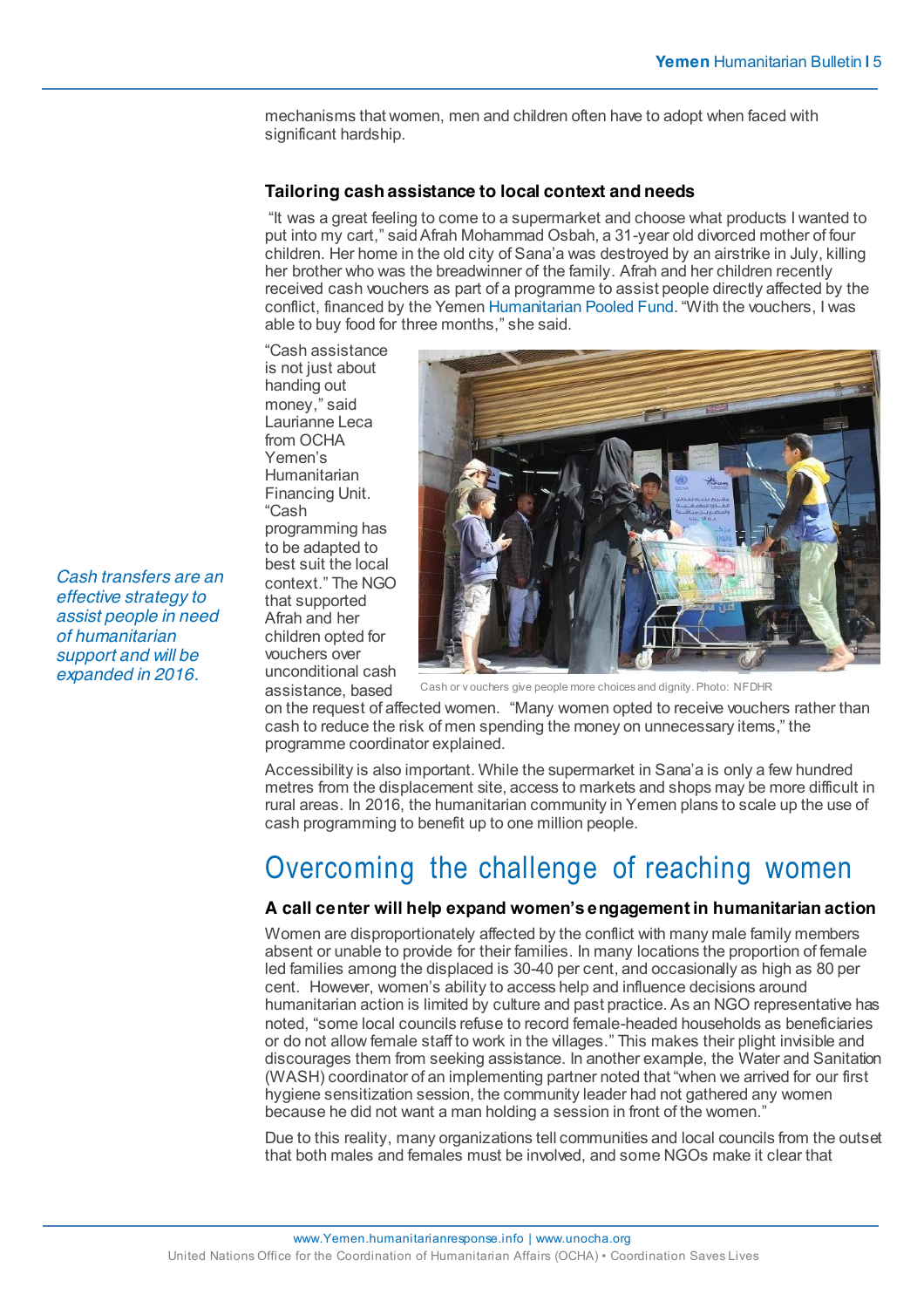mechanisms that women, men and children often have to adopt when faced with significant hardship.

### Tailoring cash assistance to local context and needs

"It was a great feeling to come to a supermarket and choose what products I wanted to put into my cart," said Afrah Mohammad Osbah, a 31-year old divorced mother of four children. Her home in the old city of Sana'a was destroyed by an airstrike in July, killing her brother who was the breadwinner of the family. Afrah and her children recently received cash vouchers as part of a programme to assist people directly affected by the conflict, financed by the Yemen Humanitarian Pooled Fund. "With the vouchers, I was able to buy food for three months," she said.

*Cash transfers are an effective strategy to assist people in need of humanitarian support and will be expanded in 2016.*

"Cash assistance is not just about handing out money," said Laurianne Leca from OCHA Yemen's Humanitarian Financing Unit. "Cash programming has to be adapted to best suit the local context." The NGO that supported Afrah and her children opted for vouchers over unconditional cash assistance, based on the request of affected women. "Many women opted to receive vouchers rather than cash to reduce the risk of men spending the money on unnecessary items," the programme coordinator explained.

Cash or vouchers give people more choices and dignity. Photo: NFDHR

Accessibility is also important. While the supermarket in Sana'a is only a few hundred metres from the displacement site, access to markets and shops may be more difficult in rural areas. In 2016, the humanitarian community in Yemen plans to scale up the use of cash programming to benefit up to one million people.

# Overcoming the challenge of reaching women

### A call center will help expand women's engagement in humanitarian action

Women are disproportionately affected by the conflict with many male family members absent or unable to provide for their families. In many locations the proportion of female led families among the displaced is 30-40 per cent, and occasionally as high as 80 per cent. However, women's ability to access help and influence decisions around humanitarian action is limited by culture and past practice. As an NGO representative has noted, "some local councils refuse to record female-headed households as beneficiaries or do not allow female staff to work in the villages." This makes their plight invisible and discourages them from seeking assistance. In another example, the Water and Sanitation (WASH) coordinator of an implementing partner noted that "when we arrived for our first hygiene sensitization session, the community leader had not gathered any women because he did not want a man holding a session in front of the women."

Due to this reality, many organizations tell communities and local councils from the outset that both males and females must be involved, and some NGOs make it clear that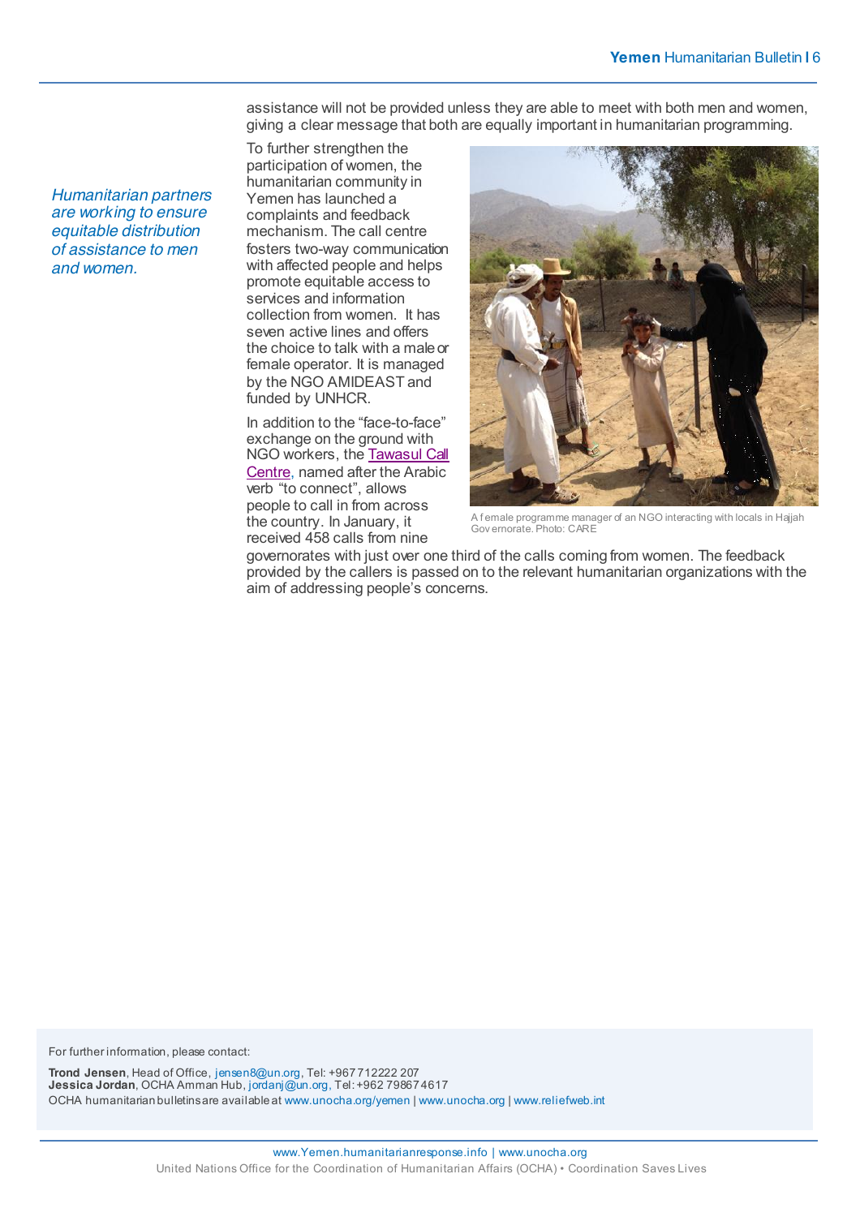assistance will not be provided unless they are able to meet with both men and women, giving a clear message that both are equally important in humanitarian programming.

*Humanitarian partners are working to ensure equitable distribution of assistance to men and women.*

To further strengthen the participation of women, the humanitarian community in Yemen has launched a complaints and feedback mechanism. The call centre fosters two-way communication with affected people and helps promote equitable access to services and information collection from women. It has seven active lines and offers the choice to talk with a male or female operator. It is managed by the NGO AMIDEAST and funded by UNHCR.

In addition to the "face-to-face" exchange on the ground with NGO workers, the Tawasul Call Centre, named after the Arabic verb "to connect", allows people to call in from across the country. In January, it received 458 calls from nine governorates with just over one third of the calls coming from women. The feedback provided by the callers is passed on to the relevant humanitarian organizations with the aim of addressing people's concerns.

A female programme manager of an NGO interacting with locals in Hajjah Governorate. Photo: CARE

For further information, please contact:

**Trond Jensen**, Head of Office, jensen8@un.org, Tel: +967 712222 207
**Jessica Jordan**, OCHA Amman Hub, jordanj@un.org, Tel: +962 79867 4617
OCHA humanitarian bulletins are available at www.unocha.org/yemen | www.unocha.org | www.reliefweb.int